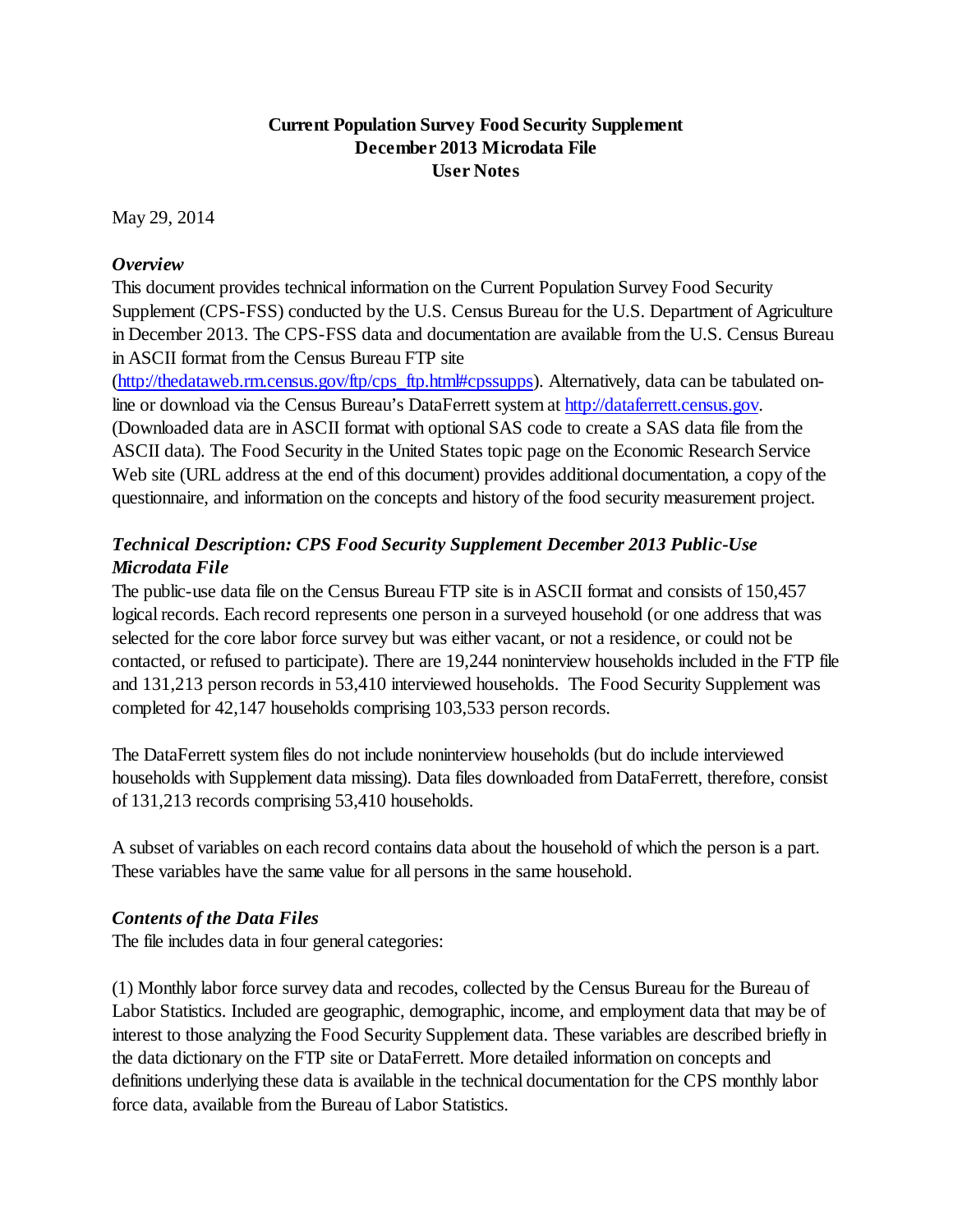# Current Population Survey Food Security Supplement
# December 2013 Microdata File
# User Notes

May 29, 2014

### *Overview*

This document provides technical information on the Current Population Survey Food Security Supplement (CPS-FSS) conducted by the U.S. Census Bureau for the U.S. Department of Agriculture in December 2013. The CPS-FSS data and documentation are available from the U.S. Census Bureau in ASCII format from the Census Bureau FTP site (http://thedataweb.rm.census.gov/ftp/cps_ftp.html#cpssupps). Alternatively, data can be tabulated on-line or download via the Census Bureau's DataFerrett system at http://dataferrett.census.gov. (Downloaded data are in ASCII format with optional SAS code to create a SAS data file from the ASCII data). The Food Security in the United States topic page on the Economic Research Service Web site (URL address at the end of this document) provides additional documentation, a copy of the questionnaire, and information on the concepts and history of the food security measurement project.

### *Technical Description: CPS Food Security Supplement December 2013 Public-Use Microdata File*

The public-use data file on the Census Bureau FTP site is in ASCII format and consists of 150,457 logical records. Each record represents one person in a surveyed household (or one address that was selected for the core labor force survey but was either vacant, or not a residence, or could not be contacted, or refused to participate). There are 19,244 noninterview households included in the FTP file and 131,213 person records in 53,410 interviewed households. The Food Security Supplement was completed for 42,147 households comprising 103,533 person records.

The DataFerrett system files do not include noninterview households (but do include interviewed households with Supplement data missing). Data files downloaded from DataFerrett, therefore, consist of 131,213 records comprising 53,410 households.

A subset of variables on each record contains data about the household of which the person is a part. These variables have the same value for all persons in the same household.

### *Contents of the Data Files*

The file includes data in four general categories:

(1) Monthly labor force survey data and recodes, collected by the Census Bureau for the Bureau of Labor Statistics. Included are geographic, demographic, income, and employment data that may be of interest to those analyzing the Food Security Supplement data. These variables are described briefly in the data dictionary on the FTP site or DataFerrett. More detailed information on concepts and definitions underlying these data is available in the technical documentation for the CPS monthly labor force data, available from the Bureau of Labor Statistics.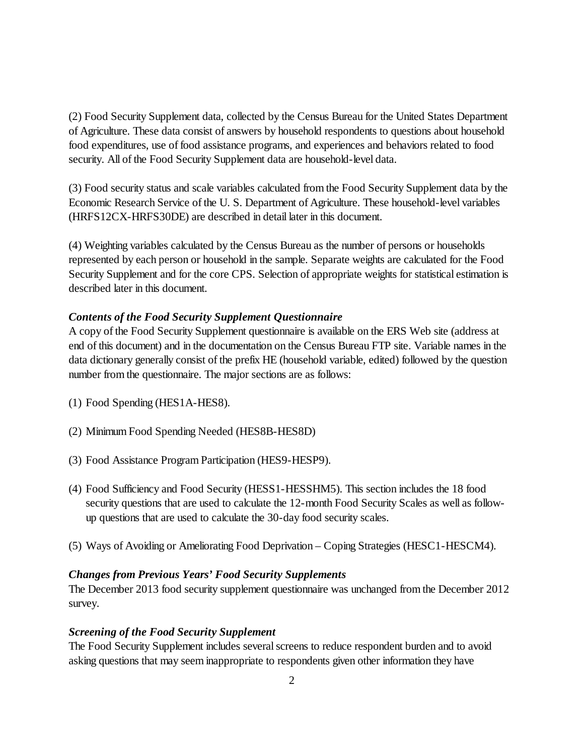(2) Food Security Supplement data, collected by the Census Bureau for the United States Department of Agriculture. These data consist of answers by household respondents to questions about household food expenditures, use of food assistance programs, and experiences and behaviors related to food security. All of the Food Security Supplement data are household-level data.

(3) Food security status and scale variables calculated from the Food Security Supplement data by the Economic Research Service of the U. S. Department of Agriculture. These household-level variables (HRFS12CX-HRFS30DE) are described in detail later in this document.

(4) Weighting variables calculated by the Census Bureau as the number of persons or households represented by each person or household in the sample. Separate weights are calculated for the Food Security Supplement and for the core CPS. Selection of appropriate weights for statistical estimation is described later in this document.

### *Contents of the Food Security Supplement Questionnaire*

A copy of the Food Security Supplement questionnaire is available on the ERS Web site (address at end of this document) and in the documentation on the Census Bureau FTP site. Variable names in the data dictionary generally consist of the prefix HE (household variable, edited) followed by the question number from the questionnaire. The major sections are as follows:

(1) Food Spending (HES1A-HES8).

(2) Minimum Food Spending Needed (HES8B-HES8D)

(3) Food Assistance Program Participation (HES9-HESP9).

(4) Food Sufficiency and Food Security (HESS1-HESSHM5). This section includes the 18 food security questions that are used to calculate the 12-month Food Security Scales as well as follow-up questions that are used to calculate the 30-day food security scales.

(5) Ways of Avoiding or Ameliorating Food Deprivation – Coping Strategies (HESC1-HESCM4).

### *Changes from Previous Years' Food Security Supplements*

The December 2013 food security supplement questionnaire was unchanged from the December 2012 survey.

### *Screening of the Food Security Supplement*

The Food Security Supplement includes several screens to reduce respondent burden and to avoid asking questions that may seem inappropriate to respondents given other information they have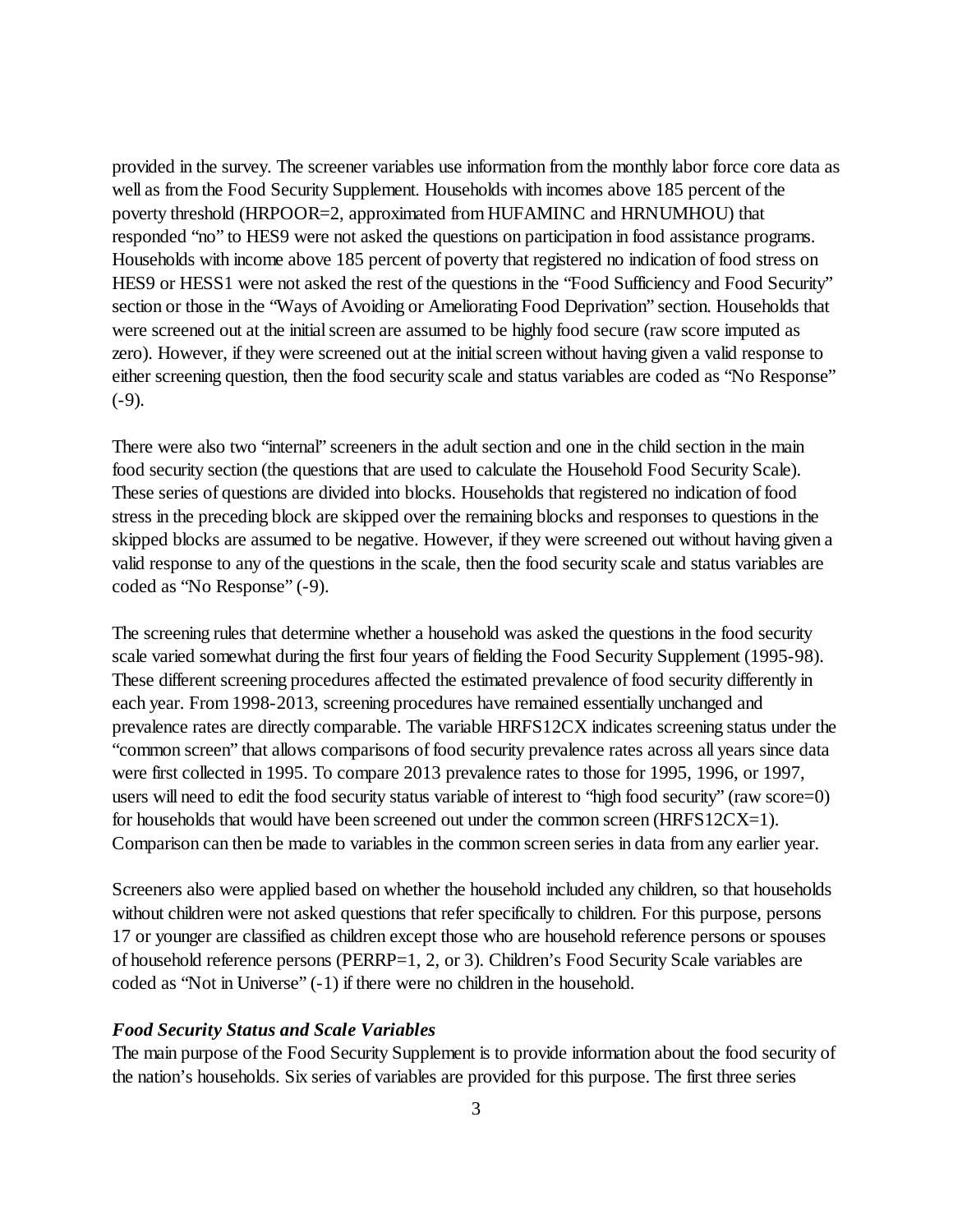provided in the survey. The screener variables use information from the monthly labor force core data as well as from the Food Security Supplement. Households with incomes above 185 percent of the poverty threshold (HRPOOR=2, approximated from HUFAMINC and HRNUMHOU) that responded "no" to HES9 were not asked the questions on participation in food assistance programs. Households with income above 185 percent of poverty that registered no indication of food stress on HES9 or HESS1 were not asked the rest of the questions in the "Food Sufficiency and Food Security" section or those in the "Ways of Avoiding or Ameliorating Food Deprivation" section. Households that were screened out at the initial screen are assumed to be highly food secure (raw score imputed as zero). However, if they were screened out at the initial screen without having given a valid response to either screening question, then the food security scale and status variables are coded as "No Response" (-9).

There were also two "internal" screeners in the adult section and one in the child section in the main food security section (the questions that are used to calculate the Household Food Security Scale). These series of questions are divided into blocks. Households that registered no indication of food stress in the preceding block are skipped over the remaining blocks and responses to questions in the skipped blocks are assumed to be negative. However, if they were screened out without having given a valid response to any of the questions in the scale, then the food security scale and status variables are coded as "No Response" (-9).

The screening rules that determine whether a household was asked the questions in the food security scale varied somewhat during the first four years of fielding the Food Security Supplement (1995-98). These different screening procedures affected the estimated prevalence of food security differently in each year. From 1998-2013, screening procedures have remained essentially unchanged and prevalence rates are directly comparable. The variable HRFS12CX indicates screening status under the "common screen" that allows comparisons of food security prevalence rates across all years since data were first collected in 1995. To compare 2013 prevalence rates to those for 1995, 1996, or 1997, users will need to edit the food security status variable of interest to "high food security" (raw score=0) for households that would have been screened out under the common screen (HRFS12CX=1). Comparison can then be made to variables in the common screen series in data from any earlier year.

Screeners also were applied based on whether the household included any children, so that households without children were not asked questions that refer specifically to children. For this purpose, persons 17 or younger are classified as children except those who are household reference persons or spouses of household reference persons (PERRP=1, 2, or 3). Children's Food Security Scale variables are coded as "Not in Universe" (-1) if there were no children in the household.

***Food Security Status and Scale Variables***

The main purpose of the Food Security Supplement is to provide information about the food security of the nation's households. Six series of variables are provided for this purpose. The first three series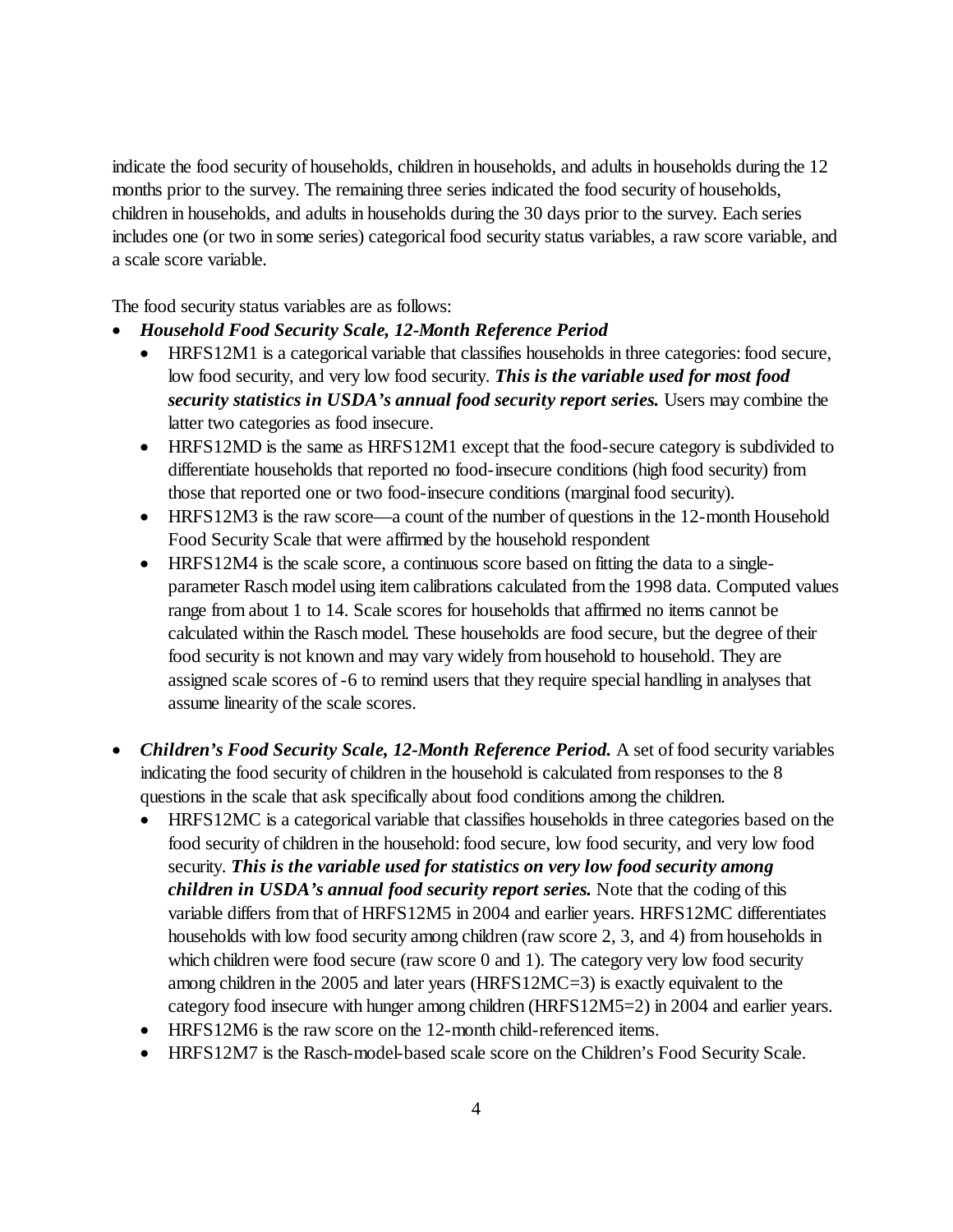indicate the food security of households, children in households, and adults in households during the 12 months prior to the survey. The remaining three series indicated the food security of households, children in households, and adults in households during the 30 days prior to the survey. Each series includes one (or two in some series) categorical food security status variables, a raw score variable, and a scale score variable.

The food security status variables are as follows:

- ***Household Food Security Scale, 12-Month Reference Period***
  - HRFS12M1 is a categorical variable that classifies households in three categories: food secure, low food security, and very low food security. ***This is the variable used for most food security statistics in USDA's annual food security report series.*** Users may combine the latter two categories as food insecure.
  - HRFS12MD is the same as HRFS12M1 except that the food-secure category is subdivided to differentiate households that reported no food-insecure conditions (high food security) from those that reported one or two food-insecure conditions (marginal food security).
  - HRFS12M3 is the raw score—a count of the number of questions in the 12-month Household Food Security Scale that were affirmed by the household respondent
  - HRFS12M4 is the scale score, a continuous score based on fitting the data to a single-parameter Rasch model using item calibrations calculated from the 1998 data. Computed values range from about 1 to 14. Scale scores for households that affirmed no items cannot be calculated within the Rasch model. These households are food secure, but the degree of their food security is not known and may vary widely from household to household. They are assigned scale scores of -6 to remind users that they require special handling in analyses that assume linearity of the scale scores.

- ***Children's Food Security Scale, 12-Month Reference Period.*** A set of food security variables indicating the food security of children in the household is calculated from responses to the 8 questions in the scale that ask specifically about food conditions among the children.
  - HRFS12MC is a categorical variable that classifies households in three categories based on the food security of children in the household: food secure, low food security, and very low food security. ***This is the variable used for statistics on very low food security among children in USDA's annual food security report series.*** Note that the coding of this variable differs from that of HRFS12M5 in 2004 and earlier years. HRFS12MC differentiates households with low food security among children (raw score 2, 3, and 4) from households in which children were food secure (raw score 0 and 1). The category very low food security among children in the 2005 and later years (HRFS12MC=3) is exactly equivalent to the category food insecure with hunger among children (HRFS12M5=2) in 2004 and earlier years.
  - HRFS12M6 is the raw score on the 12-month child-referenced items.
  - HRFS12M7 is the Rasch-model-based scale score on the Children's Food Security Scale.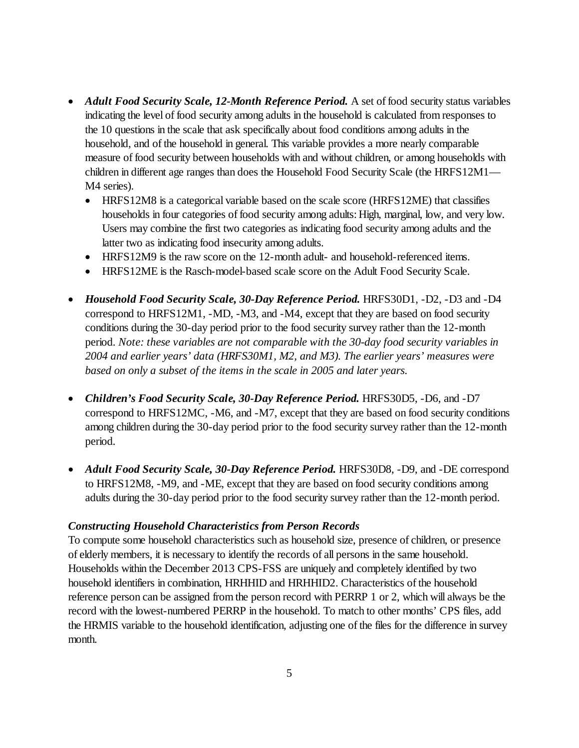- ***Adult Food Security Scale, 12-Month Reference Period.*** A set of food security status variables indicating the level of food security among adults in the household is calculated from responses to the 10 questions in the scale that ask specifically about food conditions among adults in the household, and of the household in general. This variable provides a more nearly comparable measure of food security between households with and without children, or among households with children in different age ranges than does the Household Food Security Scale (the HRFS12M1—M4 series).
  - HRFS12M8 is a categorical variable based on the scale score (HRFS12ME) that classifies households in four categories of food security among adults: High, marginal, low, and very low. Users may combine the first two categories as indicating food security among adults and the latter two as indicating food insecurity among adults.
  - HRFS12M9 is the raw score on the 12-month adult- and household-referenced items.
  - HRFS12ME is the Rasch-model-based scale score on the Adult Food Security Scale.

- ***Household Food Security Scale, 30-Day Reference Period.*** HRFS30D1, -D2, -D3 and -D4 correspond to HRFS12M1, -MD, -M3, and -M4, except that they are based on food security conditions during the 30-day period prior to the food security survey rather than the 12-month period. *Note: these variables are not comparable with the 30-day food security variables in 2004 and earlier years' data (HRFS30M1, M2, and M3). The earlier years' measures were based on only a subset of the items in the scale in 2005 and later years.*

- ***Children's Food Security Scale, 30-Day Reference Period.*** HRFS30D5, -D6, and -D7 correspond to HRFS12MC, -M6, and -M7, except that they are based on food security conditions among children during the 30-day period prior to the food security survey rather than the 12-month period.

- ***Adult Food Security Scale, 30-Day Reference Period.*** HRFS30D8, -D9, and -DE correspond to HRFS12M8, -M9, and -ME, except that they are based on food security conditions among adults during the 30-day period prior to the food security survey rather than the 12-month period.

### *Constructing Household Characteristics from Person Records*

To compute some household characteristics such as household size, presence of children, or presence of elderly members, it is necessary to identify the records of all persons in the same household. Households within the December 2013 CPS-FSS are uniquely and completely identified by two household identifiers in combination, HRHHID and HRHHID2. Characteristics of the household reference person can be assigned from the person record with PERRP 1 or 2, which will always be the record with the lowest-numbered PERRP in the household. To match to other months' CPS files, add the HRMIS variable to the household identification, adjusting one of the files for the difference in survey month.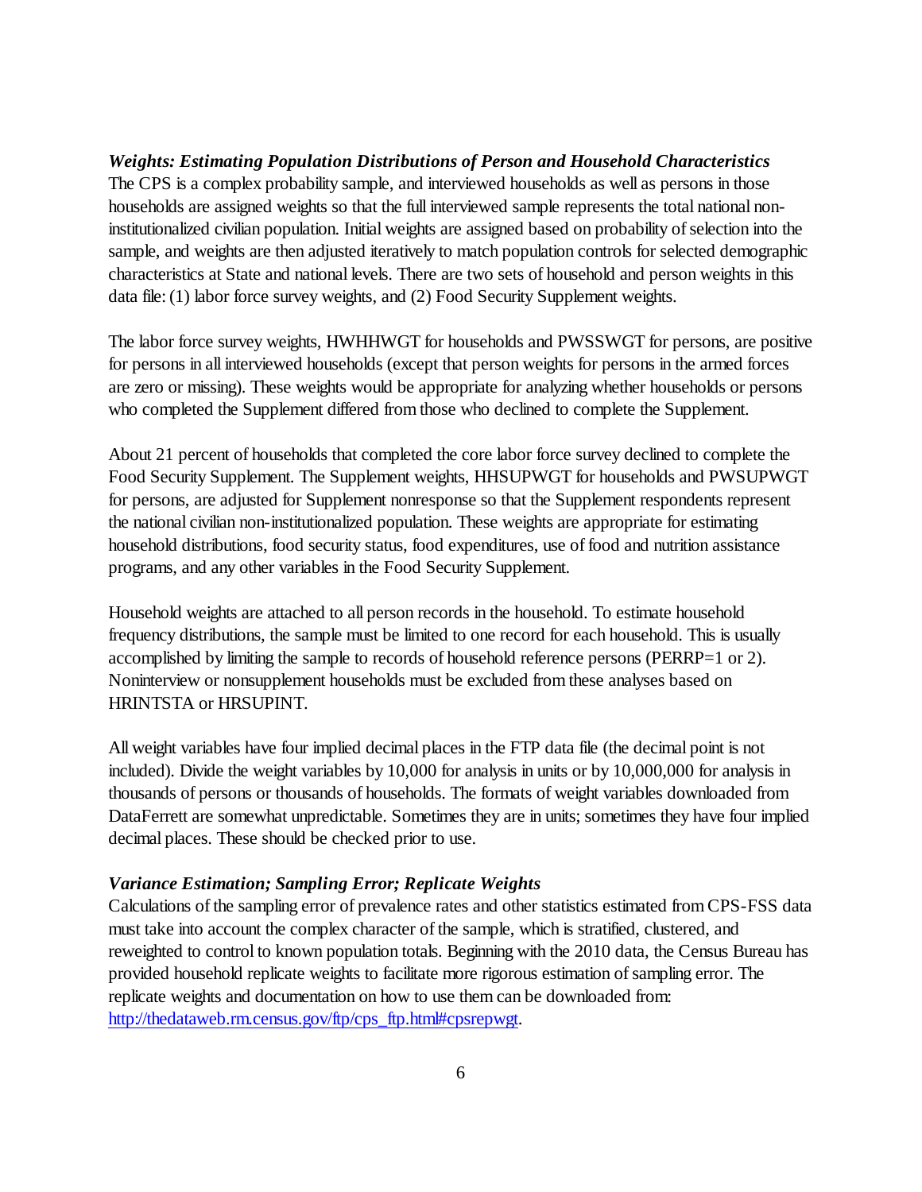### *Weights: Estimating Population Distributions of Person and Household Characteristics*

The CPS is a complex probability sample, and interviewed households as well as persons in those households are assigned weights so that the full interviewed sample represents the total national non-institutionalized civilian population. Initial weights are assigned based on probability of selection into the sample, and weights are then adjusted iteratively to match population controls for selected demographic characteristics at State and national levels. There are two sets of household and person weights in this data file: (1) labor force survey weights, and (2) Food Security Supplement weights.

The labor force survey weights, HWHHWGT for households and PWSSWGT for persons, are positive for persons in all interviewed households (except that person weights for persons in the armed forces are zero or missing). These weights would be appropriate for analyzing whether households or persons who completed the Supplement differed from those who declined to complete the Supplement.

About 21 percent of households that completed the core labor force survey declined to complete the Food Security Supplement. The Supplement weights, HHSUPWGT for households and PWSUPWGT for persons, are adjusted for Supplement nonresponse so that the Supplement respondents represent the national civilian non-institutionalized population. These weights are appropriate for estimating household distributions, food security status, food expenditures, use of food and nutrition assistance programs, and any other variables in the Food Security Supplement.

Household weights are attached to all person records in the household. To estimate household frequency distributions, the sample must be limited to one record for each household. This is usually accomplished by limiting the sample to records of household reference persons (PERRP=1 or 2). Noninterview or nonsupplement households must be excluded from these analyses based on HRINTSTA or HRSUPINT.

All weight variables have four implied decimal places in the FTP data file (the decimal point is not included). Divide the weight variables by 10,000 for analysis in units or by 10,000,000 for analysis in thousands of persons or thousands of households. The formats of weight variables downloaded from DataFerrett are somewhat unpredictable. Sometimes they are in units; sometimes they have four implied decimal places. These should be checked prior to use.

### *Variance Estimation; Sampling Error; Replicate Weights*

Calculations of the sampling error of prevalence rates and other statistics estimated from CPS-FSS data must take into account the complex character of the sample, which is stratified, clustered, and reweighted to control to known population totals. Beginning with the 2010 data, the Census Bureau has provided household replicate weights to facilitate more rigorous estimation of sampling error. The replicate weights and documentation on how to use them can be downloaded from: [http://thedataweb.rm.census.gov/ftp/cps_ftp.html#cpsrepwgt](http://thedataweb.rm.census.gov/ftp/cps_ftp.html#cpsrepwgt).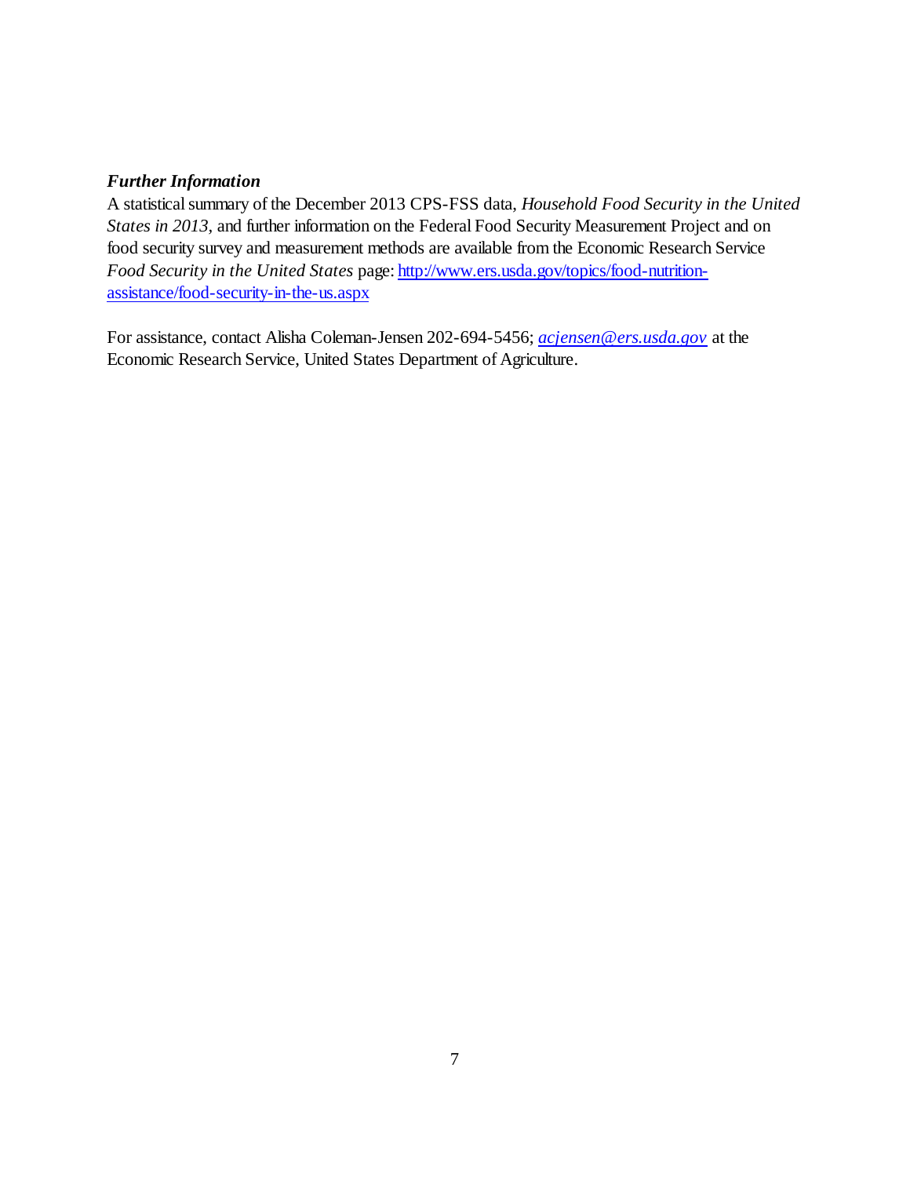***Further Information***

A statistical summary of the December 2013 CPS-FSS data, *Household Food Security in the United States in 2013,* and further information on the Federal Food Security Measurement Project and on food security survey and measurement methods are available from the Economic Research Service *Food Security in the United States* page: [http://www.ers.usda.gov/topics/food-nutrition-assistance/food-security-in-the-us.aspx](http://www.ers.usda.gov/topics/food-nutrition-assistance/food-security-in-the-us.aspx)

For assistance, contact Alisha Coleman-Jensen 202-694-5456; *[acjensen@ers.usda.gov](mailto:acjensen@ers.usda.gov)* at the Economic Research Service, United States Department of Agriculture.